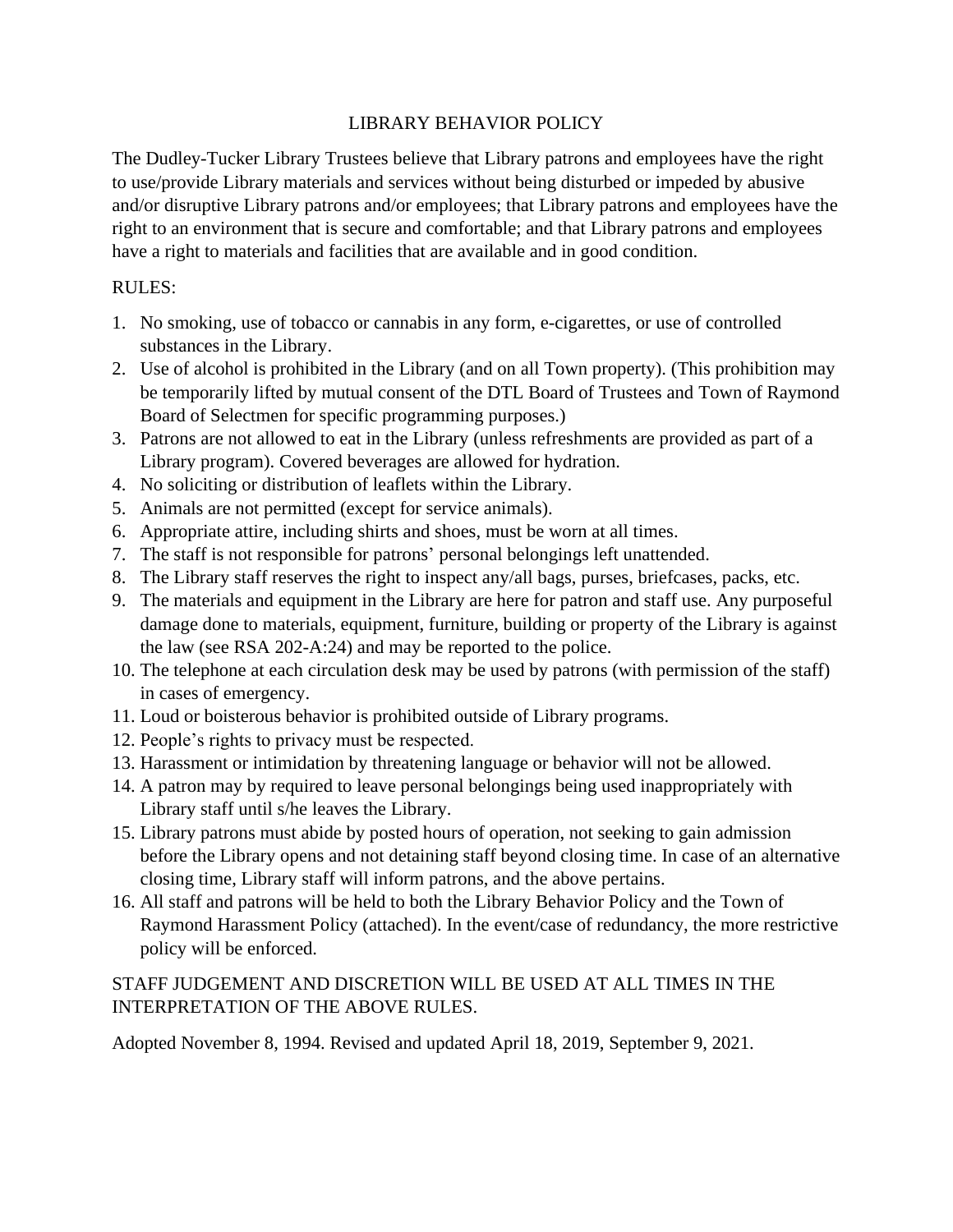# LIBRARY BEHAVIOR POLICY

The Dudley-Tucker Library Trustees believe that Library patrons and employees have the right to use/provide Library materials and services without being disturbed or impeded by abusive and/or disruptive Library patrons and/or employees; that Library patrons and employees have the right to an environment that is secure and comfortable; and that Library patrons and employees have a right to materials and facilities that are available and in good condition.

RULES:

1. No smoking, use of tobacco or cannabis in any form, e-cigarettes, or use of controlled substances in the Library.
2. Use of alcohol is prohibited in the Library (and on all Town property). (This prohibition may be temporarily lifted by mutual consent of the DTL Board of Trustees and Town of Raymond Board of Selectmen for specific programming purposes.)
3. Patrons are not allowed to eat in the Library (unless refreshments are provided as part of a Library program). Covered beverages are allowed for hydration.
4. No soliciting or distribution of leaflets within the Library.
5. Animals are not permitted (except for service animals).
6. Appropriate attire, including shirts and shoes, must be worn at all times.
7. The staff is not responsible for patrons' personal belongings left unattended.
8. The Library staff reserves the right to inspect any/all bags, purses, briefcases, packs, etc.
9. The materials and equipment in the Library are here for patron and staff use. Any purposeful damage done to materials, equipment, furniture, building or property of the Library is against the law (see RSA 202-A:24) and may be reported to the police.
10. The telephone at each circulation desk may be used by patrons (with permission of the staff) in cases of emergency.
11. Loud or boisterous behavior is prohibited outside of Library programs.
12. People's rights to privacy must be respected.
13. Harassment or intimidation by threatening language or behavior will not be allowed.
14. A patron may by required to leave personal belongings being used inappropriately with Library staff until s/he leaves the Library.
15. Library patrons must abide by posted hours of operation, not seeking to gain admission before the Library opens and not detaining staff beyond closing time. In case of an alternative closing time, Library staff will inform patrons, and the above pertains.
16. All staff and patrons will be held to both the Library Behavior Policy and the Town of Raymond Harassment Policy (attached). In the event/case of redundancy, the more restrictive policy will be enforced.

STAFF JUDGEMENT AND DISCRETION WILL BE USED AT ALL TIMES IN THE INTERPRETATION OF THE ABOVE RULES.

Adopted November 8, 1994. Revised and updated April 18, 2019, September 9, 2021.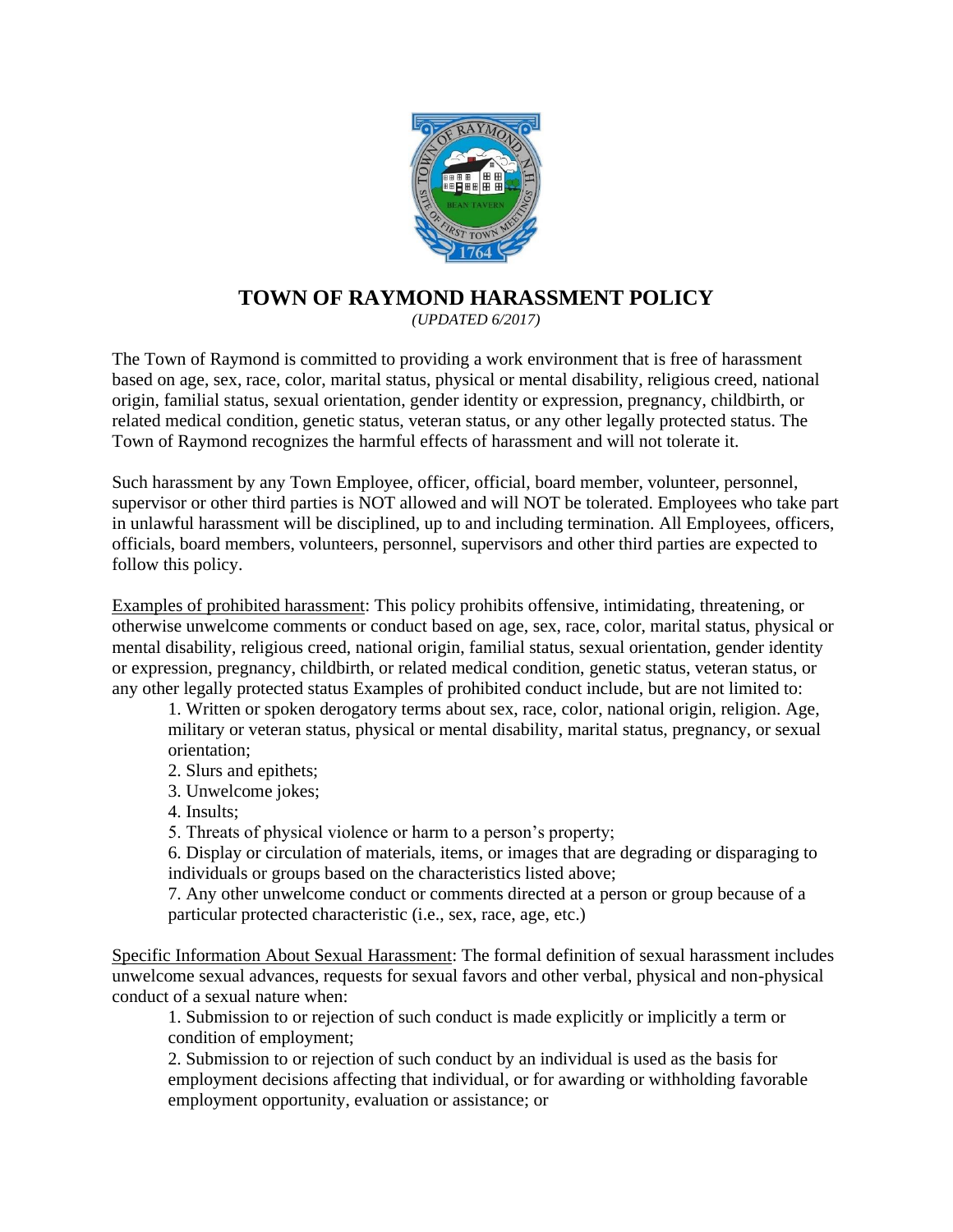# TOWN OF RAYMOND HARASSMENT POLICY

*(UPDATED 6/2017)*

The Town of Raymond is committed to providing a work environment that is free of harassment based on age, sex, race, color, marital status, physical or mental disability, religious creed, national origin, familial status, sexual orientation, gender identity or expression, pregnancy, childbirth, or related medical condition, genetic status, veteran status, or any other legally protected status. The Town of Raymond recognizes the harmful effects of harassment and will not tolerate it.

Such harassment by any Town Employee, officer, official, board member, volunteer, personnel, supervisor or other third parties is NOT allowed and will NOT be tolerated. Employees who take part in unlawful harassment will be disciplined, up to and including termination. All Employees, officers, officials, board members, volunteers, personnel, supervisors and other third parties are expected to follow this policy.

<u>Examples of prohibited harassment</u>: This policy prohibits offensive, intimidating, threatening, or otherwise unwelcome comments or conduct based on age, sex, race, color, marital status, physical or mental disability, religious creed, national origin, familial status, sexual orientation, gender identity or expression, pregnancy, childbirth, or related medical condition, genetic status, veteran status, or any other legally protected status Examples of prohibited conduct include, but are not limited to:

1. Written or spoken derogatory terms about sex, race, color, national origin, religion. Age, military or veteran status, physical or mental disability, marital status, pregnancy, or sexual orientation;
2. Slurs and epithets;
3. Unwelcome jokes;
4. Insults;
5. Threats of physical violence or harm to a person's property;
6. Display or circulation of materials, items, or images that are degrading or disparaging to individuals or groups based on the characteristics listed above;
7. Any other unwelcome conduct or comments directed at a person or group because of a particular protected characteristic (i.e., sex, race, age, etc.)

<u>Specific Information About Sexual Harassment</u>: The formal definition of sexual harassment includes unwelcome sexual advances, requests for sexual favors and other verbal, physical and non-physical conduct of a sexual nature when:

1. Submission to or rejection of such conduct is made explicitly or implicitly a term or condition of employment;
2. Submission to or rejection of such conduct by an individual is used as the basis for employment decisions affecting that individual, or for awarding or withholding favorable employment opportunity, evaluation or assistance; or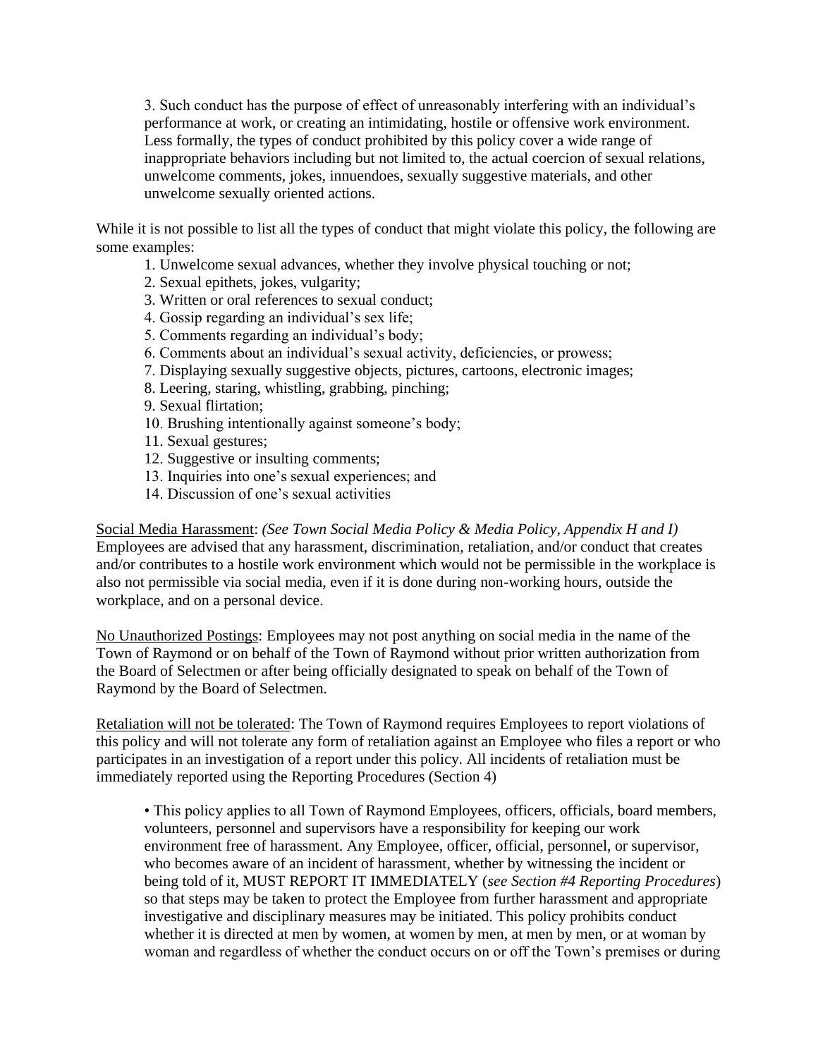3. Such conduct has the purpose of effect of unreasonably interfering with an individual's performance at work, or creating an intimidating, hostile or offensive work environment. Less formally, the types of conduct prohibited by this policy cover a wide range of inappropriate behaviors including but not limited to, the actual coercion of sexual relations, unwelcome comments, jokes, innuendoes, sexually suggestive materials, and other unwelcome sexually oriented actions.

While it is not possible to list all the types of conduct that might violate this policy, the following are some examples:

1. Unwelcome sexual advances, whether they involve physical touching or not;
2. Sexual epithets, jokes, vulgarity;
3. Written or oral references to sexual conduct;
4. Gossip regarding an individual's sex life;
5. Comments regarding an individual's body;
6. Comments about an individual's sexual activity, deficiencies, or prowess;
7. Displaying sexually suggestive objects, pictures, cartoons, electronic images;
8. Leering, staring, whistling, grabbing, pinching;
9. Sexual flirtation;
10. Brushing intentionally against someone's body;
11. Sexual gestures;
12. Suggestive or insulting comments;
13. Inquiries into one's sexual experiences; and
14. Discussion of one's sexual activities

<u>Social Media Harassment</u>: *(See Town Social Media Policy & Media Policy, Appendix H and I)* Employees are advised that any harassment, discrimination, retaliation, and/or conduct that creates and/or contributes to a hostile work environment which would not be permissible in the workplace is also not permissible via social media, even if it is done during non-working hours, outside the workplace, and on a personal device.

<u>No Unauthorized Postings</u>: Employees may not post anything on social media in the name of the Town of Raymond or on behalf of the Town of Raymond without prior written authorization from the Board of Selectmen or after being officially designated to speak on behalf of the Town of Raymond by the Board of Selectmen.

<u>Retaliation will not be tolerated</u>: The Town of Raymond requires Employees to report violations of this policy and will not tolerate any form of retaliation against an Employee who files a report or who participates in an investigation of a report under this policy. All incidents of retaliation must be immediately reported using the Reporting Procedures (Section 4)

- This policy applies to all Town of Raymond Employees, officers, officials, board members, volunteers, personnel and supervisors have a responsibility for keeping our work environment free of harassment. Any Employee, officer, official, personnel, or supervisor, who becomes aware of an incident of harassment, whether by witnessing the incident or being told of it, MUST REPORT IT IMMEDIATELY (*see Section #4 Reporting Procedures*) so that steps may be taken to protect the Employee from further harassment and appropriate investigative and disciplinary measures may be initiated. This policy prohibits conduct whether it is directed at men by women, at women by men, at men by men, or at woman by woman and regardless of whether the conduct occurs on or off the Town's premises or during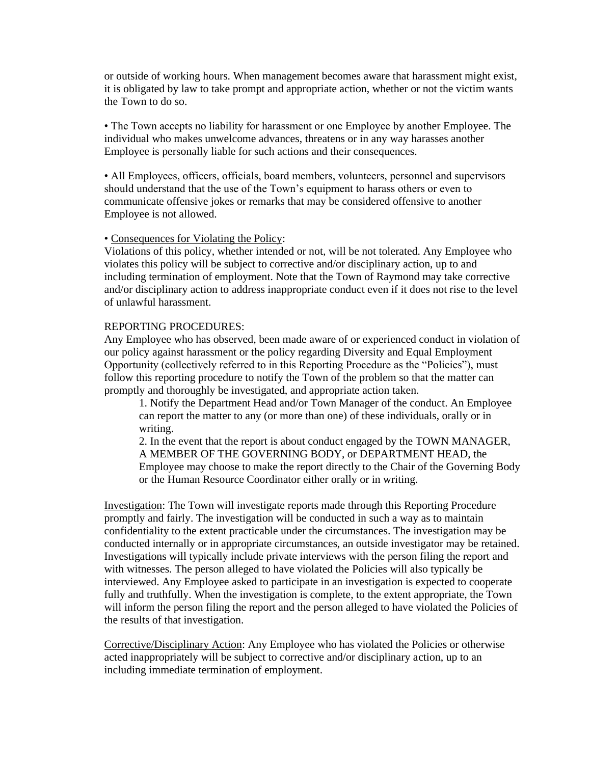or outside of working hours. When management becomes aware that harassment might exist, it is obligated by law to take prompt and appropriate action, whether or not the victim wants the Town to do so.

• The Town accepts no liability for harassment or one Employee by another Employee. The individual who makes unwelcome advances, threatens or in any way harasses another Employee is personally liable for such actions and their consequences.

• All Employees, officers, officials, board members, volunteers, personnel and supervisors should understand that the use of the Town's equipment to harass others or even to communicate offensive jokes or remarks that may be considered offensive to another Employee is not allowed.

• Consequences for Violating the Policy:
Violations of this policy, whether intended or not, will be not tolerated. Any Employee who violates this policy will be subject to corrective and/or disciplinary action, up to and including termination of employment. Note that the Town of Raymond may take corrective and/or disciplinary action to address inappropriate conduct even if it does not rise to the level of unlawful harassment.

REPORTING PROCEDURES:
Any Employee who has observed, been made aware of or experienced conduct in violation of our policy against harassment or the policy regarding Diversity and Equal Employment Opportunity (collectively referred to in this Reporting Procedure as the "Policies"), must follow this reporting procedure to notify the Town of the problem so that the matter can promptly and thoroughly be investigated, and appropriate action taken.

1. Notify the Department Head and/or Town Manager of the conduct. An Employee can report the matter to any (or more than one) of these individuals, orally or in writing.
2. In the event that the report is about conduct engaged by the TOWN MANAGER, A MEMBER OF THE GOVERNING BODY, or DEPARTMENT HEAD, the Employee may choose to make the report directly to the Chair of the Governing Body or the Human Resource Coordinator either orally or in writing.

Investigation: The Town will investigate reports made through this Reporting Procedure promptly and fairly. The investigation will be conducted in such a way as to maintain confidentiality to the extent practicable under the circumstances. The investigation may be conducted internally or in appropriate circumstances, an outside investigator may be retained. Investigations will typically include private interviews with the person filing the report and with witnesses. The person alleged to have violated the Policies will also typically be interviewed. Any Employee asked to participate in an investigation is expected to cooperate fully and truthfully. When the investigation is complete, to the extent appropriate, the Town will inform the person filing the report and the person alleged to have violated the Policies of the results of that investigation.

Corrective/Disciplinary Action: Any Employee who has violated the Policies or otherwise acted inappropriately will be subject to corrective and/or disciplinary action, up to an including immediate termination of employment.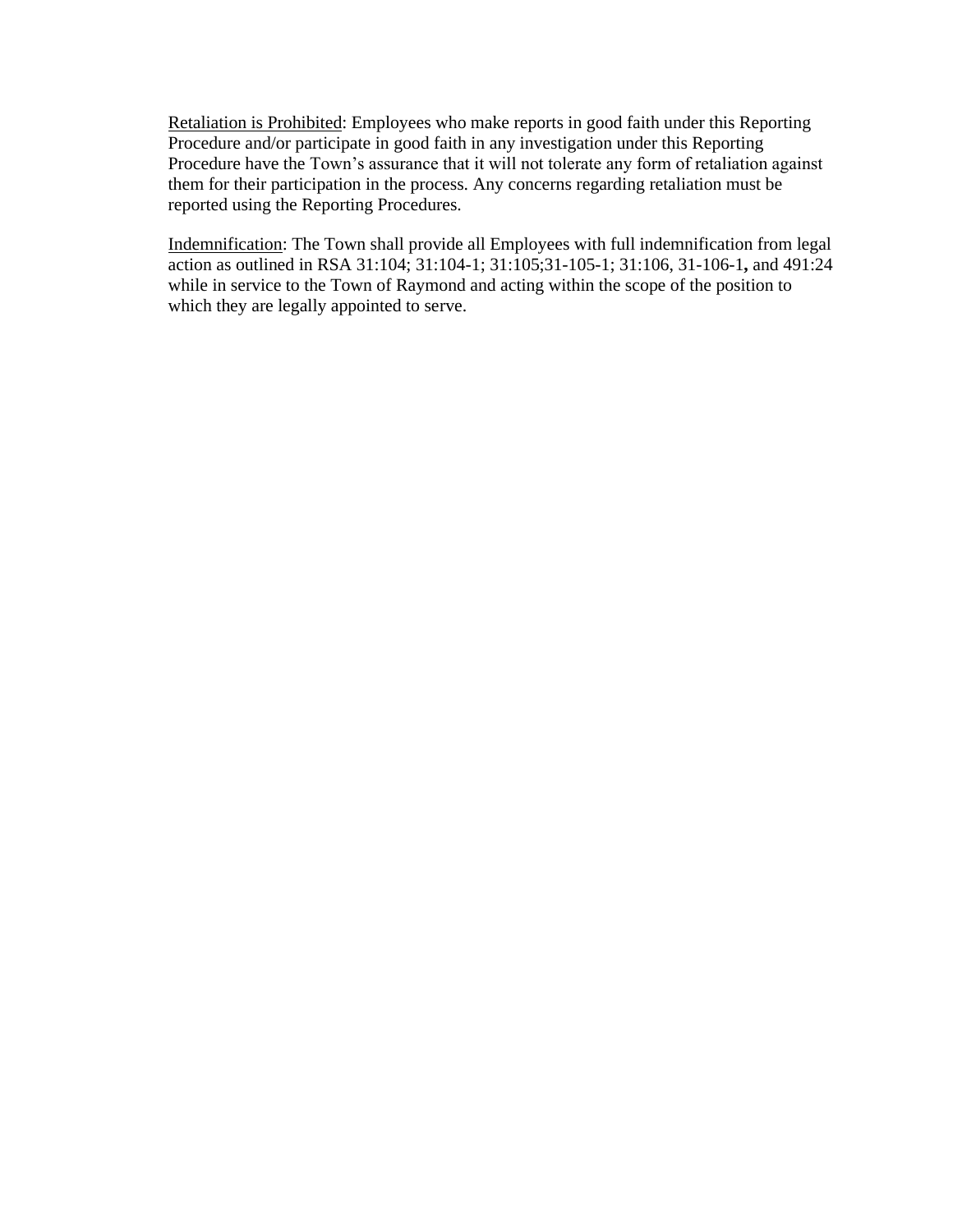<u>Retaliation is Prohibited</u>: Employees who make reports in good faith under this Reporting Procedure and/or participate in good faith in any investigation under this Reporting Procedure have the Town's assurance that it will not tolerate any form of retaliation against them for their participation in the process. Any concerns regarding retaliation must be reported using the Reporting Procedures.

<u>Indemnification</u>: The Town shall provide all Employees with full indemnification from legal action as outlined in RSA 31:104; 31:104-1; 31:105;31-105-1; 31:106, 31-106-1**,** and 491:24 while in service to the Town of Raymond and acting within the scope of the position to which they are legally appointed to serve.